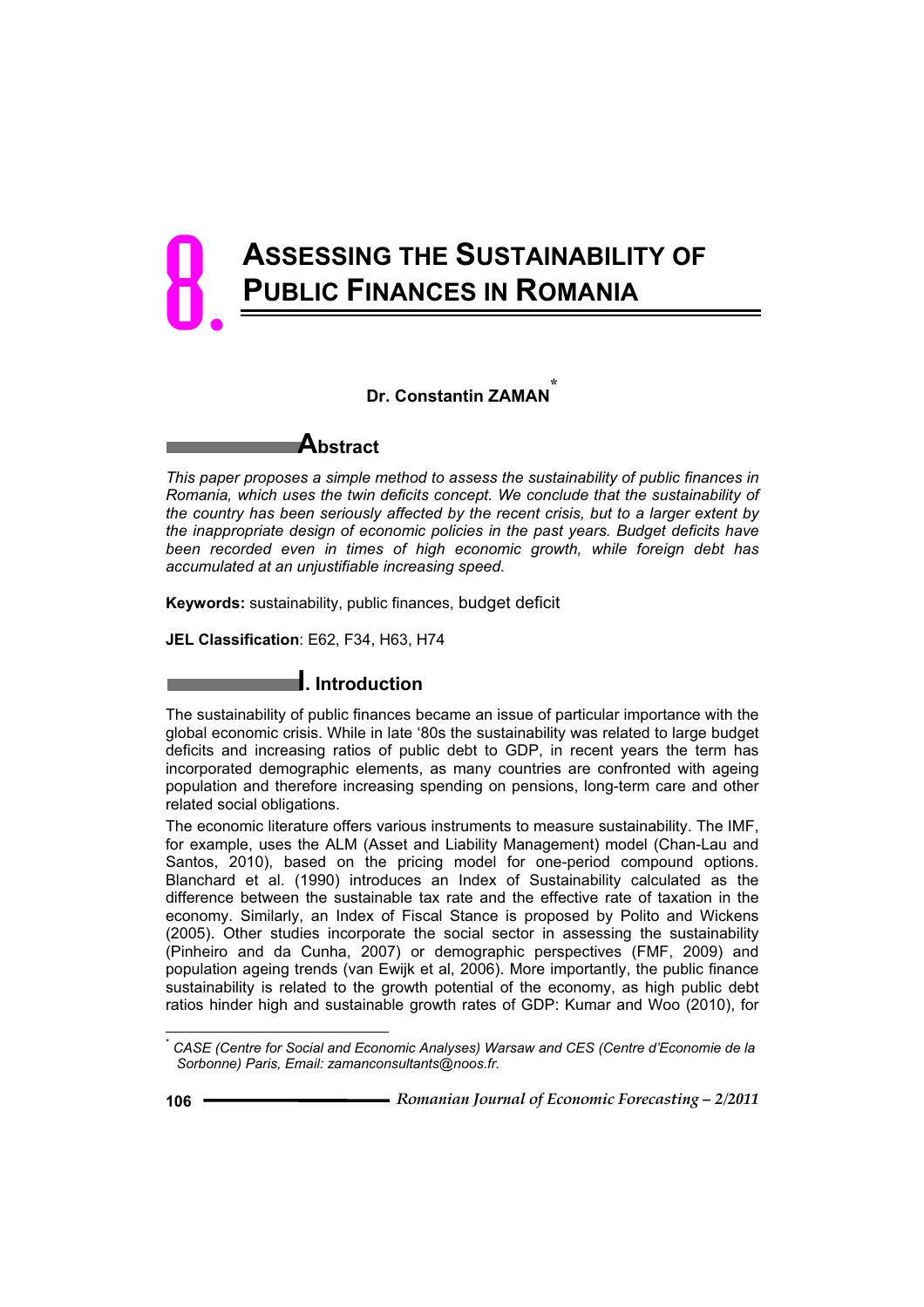# 8. ASSESSING THE SUSTAINABILITY OF PUBLIC FINANCES IN ROMANIA

**Dr. Constantin ZAMAN**[*]

## Abstract

*This paper proposes a simple method to assess the sustainability of public finances in Romania, which uses the twin deficits concept. We conclude that the sustainability of the country has been seriously affected by the recent crisis, but to a larger extent by the inappropriate design of economic policies in the past years. Budget deficits have been recorded even in times of high economic growth, while foreign debt has accumulated at an unjustifiable increasing speed.*

**Keywords:** sustainability, public finances, budget deficit

**JEL Classification**: E62, F34, H63, H74

## I. Introduction

The sustainability of public finances became an issue of particular importance with the global economic crisis. While in late '80s the sustainability was related to large budget deficits and increasing ratios of public debt to GDP, in recent years the term has incorporated demographic elements, as many countries are confronted with ageing population and therefore increasing spending on pensions, long-term care and other related social obligations.

The economic literature offers various instruments to measure sustainability. The IMF, for example, uses the ALM (Asset and Liability Management) model (Chan-Lau and Santos, 2010), based on the pricing model for one-period compound options. Blanchard et al. (1990) introduces an Index of Sustainability calculated as the difference between the sustainable tax rate and the effective rate of taxation in the economy. Similarly, an Index of Fiscal Stance is proposed by Polito and Wickens (2005). Other studies incorporate the social sector in assessing the sustainability (Pinheiro and da Cunha, 2007) or demographic perspectives (FMF, 2009) and population ageing trends (van Ewijk et al, 2006). More importantly, the public finance sustainability is related to the growth potential of the economy, as high public debt ratios hinder high and sustainable growth rates of GDP: Kumar and Woo (2010), for

[*] *CASE (Centre for Social and Economic Analyses) Warsaw and CES (Centre d'Economie de la Sorbonne) Paris, Email: zamanconsultants@noos.fr.*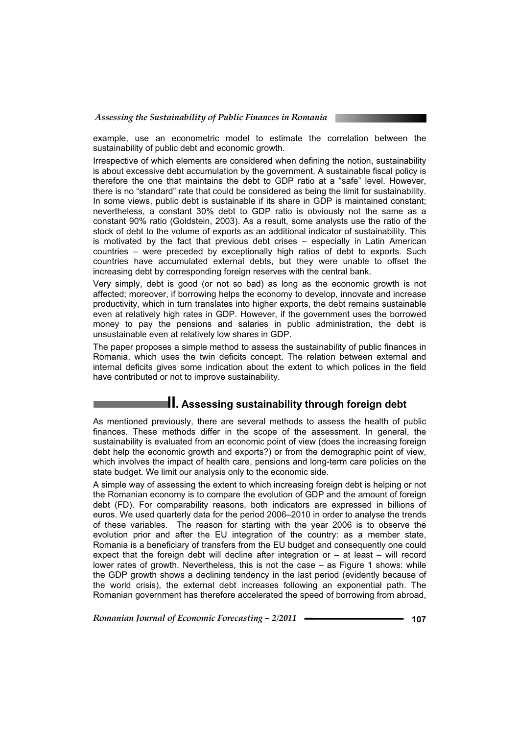example, use an econometric model to estimate the correlation between the sustainability of public debt and economic growth.

Irrespective of which elements are considered when defining the notion, sustainability is about excessive debt accumulation by the government. A sustainable fiscal policy is therefore the one that maintains the debt to GDP ratio at a "safe" level. However, there is no "standard" rate that could be considered as being the limit for sustainability. In some views, public debt is sustainable if its share in GDP is maintained constant; nevertheless, a constant 30% debt to GDP ratio is obviously not the same as a constant 90% ratio (Goldstein, 2003). As a result, some analysts use the ratio of the stock of debt to the volume of exports as an additional indicator of sustainability. This is motivated by the fact that previous debt crises – especially in Latin American countries – were preceded by exceptionally high ratios of debt to exports. Such countries have accumulated external debts, but they were unable to offset the increasing debt by corresponding foreign reserves with the central bank.

Very simply, debt is good (or not so bad) as long as the economic growth is not affected; moreover, if borrowing helps the economy to develop, innovate and increase productivity, which in turn translates into higher exports, the debt remains sustainable even at relatively high rates in GDP. However, if the government uses the borrowed money to pay the pensions and salaries in public administration, the debt is unsustainable even at relatively low shares in GDP.

The paper proposes a simple method to assess the sustainability of public finances in Romania, which uses the twin deficits concept. The relation between external and internal deficits gives some indication about the extent to which polices in the field have contributed or not to improve sustainability.

## II. Assessing sustainability through foreign debt

As mentioned previously, there are several methods to assess the health of public finances. These methods differ in the scope of the assessment. In general, the sustainability is evaluated from an economic point of view (does the increasing foreign debt help the economic growth and exports?) or from the demographic point of view, which involves the impact of health care, pensions and long-term care policies on the state budget. We limit our analysis only to the economic side.

A simple way of assessing the extent to which increasing foreign debt is helping or not the Romanian economy is to compare the evolution of GDP and the amount of foreign debt (FD). For comparability reasons, both indicators are expressed in billions of euros. We used quarterly data for the period 2006–2010 in order to analyse the trends of these variables. The reason for starting with the year 2006 is to observe the evolution prior and after the EU integration of the country: as a member state, Romania is a beneficiary of transfers from the EU budget and consequently one could expect that the foreign debt will decline after integration or – at least – will record lower rates of growth. Nevertheless, this is not the case – as Figure 1 shows: while the GDP growth shows a declining tendency in the last period (evidently because of the world crisis), the external debt increases following an exponential path. The Romanian government has therefore accelerated the speed of borrowing from abroad,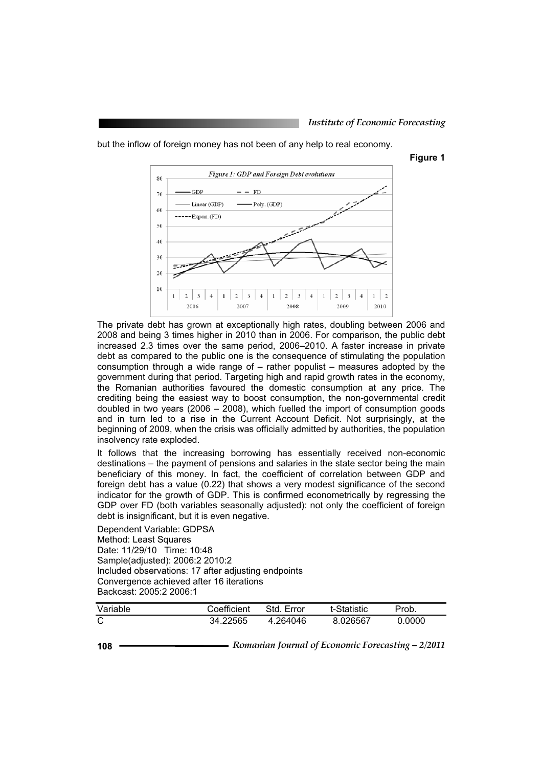but the inflow of foreign money has not been of any help to real economy.

**Figure 1**

*Figure 1: GDP and Foreign Debt evolutions*

The private debt has grown at exceptionally high rates, doubling between 2006 and 2008 and being 3 times higher in 2010 than in 2006. For comparison, the public debt increased 2.3 times over the same period, 2006–2010. A faster increase in private debt as compared to the public one is the consequence of stimulating the population consumption through a wide range of – rather populist – measures adopted by the government during that period. Targeting high and rapid growth rates in the economy, the Romanian authorities favoured the domestic consumption at any price. The crediting being the easiest way to boost consumption, the non-governmental credit doubled in two years (2006 – 2008), which fuelled the import of consumption goods and in turn led to a rise in the Current Account Deficit. Not surprisingly, at the beginning of 2009, when the crisis was officially admitted by authorities, the population insolvency rate exploded.

It follows that the increasing borrowing has essentially received non-economic destinations – the payment of pensions and salaries in the state sector being the main beneficiary of this money. In fact, the coefficient of correlation between GDP and foreign debt has a value (0.22) that shows a very modest significance of the second indicator for the growth of GDP. This is confirmed econometrically by regressing the GDP over FD (both variables seasonally adjusted): not only the coefficient of foreign debt is insignificant, but it is even negative.

Dependent Variable: GDPSA
Method: Least Squares
Date: 11/29/10 Time: 10:48
Sample(adjusted): 2006:2 2010:2
Included observations: 17 after adjusting endpoints
Convergence achieved after 16 iterations
Backcast: 2005:2 2006:1

| Variable | Coefficient | Std. Error | t-Statistic | Prob. |
|---|---|---|---|---|
| C | 34.22565 | 4.264046 | 8.026567 | 0.0000 |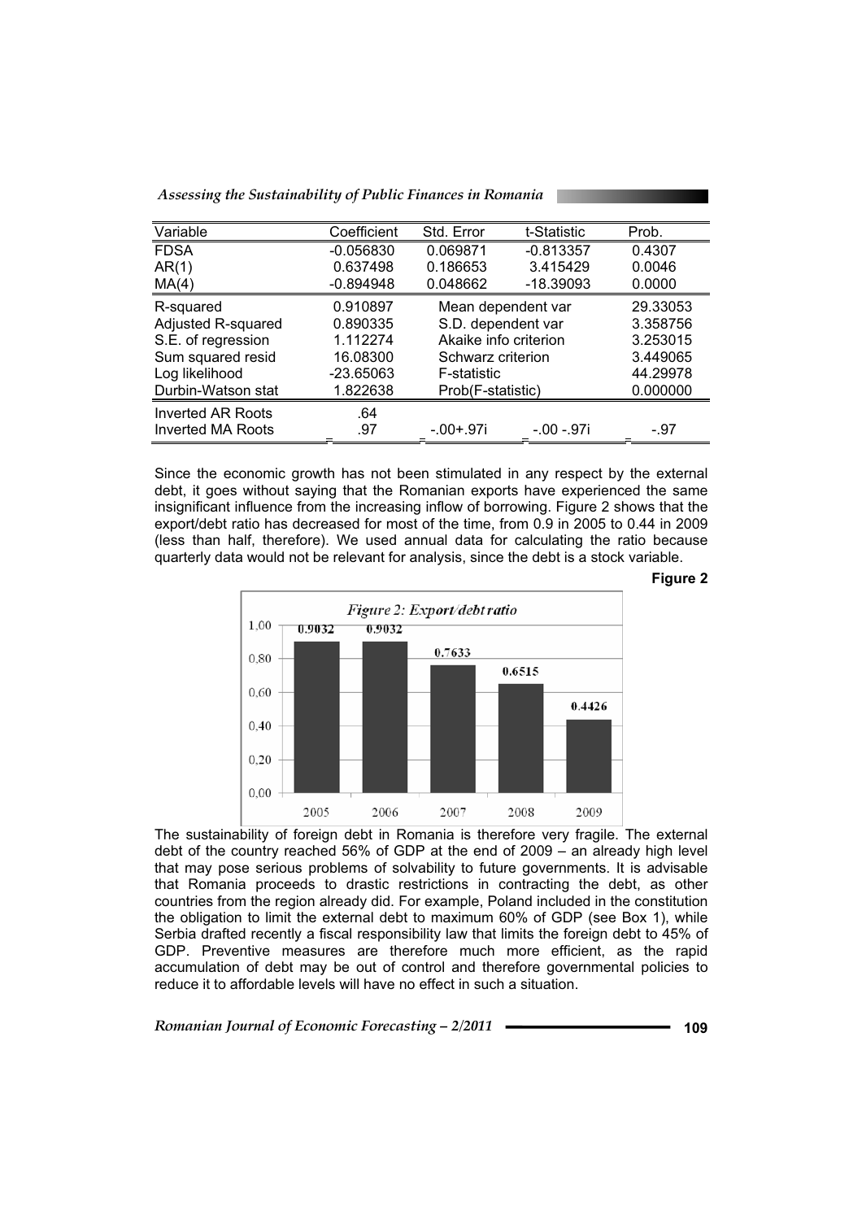| Variable | Coefficient | Std. Error | t-Statistic | Prob. |
|---|---|---|---|---|
| FDSA | -0.056830 | 0.069871 | -0.813357 | 0.4307 |
| AR(1) | 0.637498 | 0.186653 | 3.415429 | 0.0046 |
| MA(4) | -0.894948 | 0.048662 | -18.39093 | 0.0000 |
| R-squared | 0.910897 | Mean dependent var | | 29.33053 |
| Adjusted R-squared | 0.890335 | S.D. dependent var | | 3.358756 |
| S.E. of regression | 1.112274 | Akaike info criterion | | 3.253015 |
| Sum squared resid | 16.08300 | Schwarz criterion | | 3.449065 |
| Log likelihood | -23.65063 | F-statistic | | 44.29978 |
| Durbin-Watson stat | 1.822638 | Prob(F-statistic) | | 0.000000 |
| Inverted AR Roots | .64 | | | |
| Inverted MA Roots | .97 | -.00+.97i | -.00 -.97i | -.97 |

Since the economic growth has not been stimulated in any respect by the external debt, it goes without saying that the Romanian exports have experienced the same insignificant influence from the increasing inflow of borrowing. Figure 2 shows that the export/debt ratio has decreased for most of the time, from 0.9 in 2005 to 0.44 in 2009 (less than half, therefore). We used annual data for calculating the ratio because quarterly data would not be relevant for analysis, since the debt is a stock variable.

**Figure 2**

*Figure 2: Export/debt ratio*

The sustainability of foreign debt in Romania is therefore very fragile. The external debt of the country reached 56% of GDP at the end of 2009 – an already high level that may pose serious problems of solvability to future governments. It is advisable that Romania proceeds to drastic restrictions in contracting the debt, as other countries from the region already did. For example, Poland included in the constitution the obligation to limit the external debt to maximum 60% of GDP (see Box 1), while Serbia drafted recently a fiscal responsibility law that limits the foreign debt to 45% of GDP. Preventive measures are therefore much more efficient, as the rapid accumulation of debt may be out of control and therefore governmental policies to reduce it to affordable levels will have no effect in such a situation.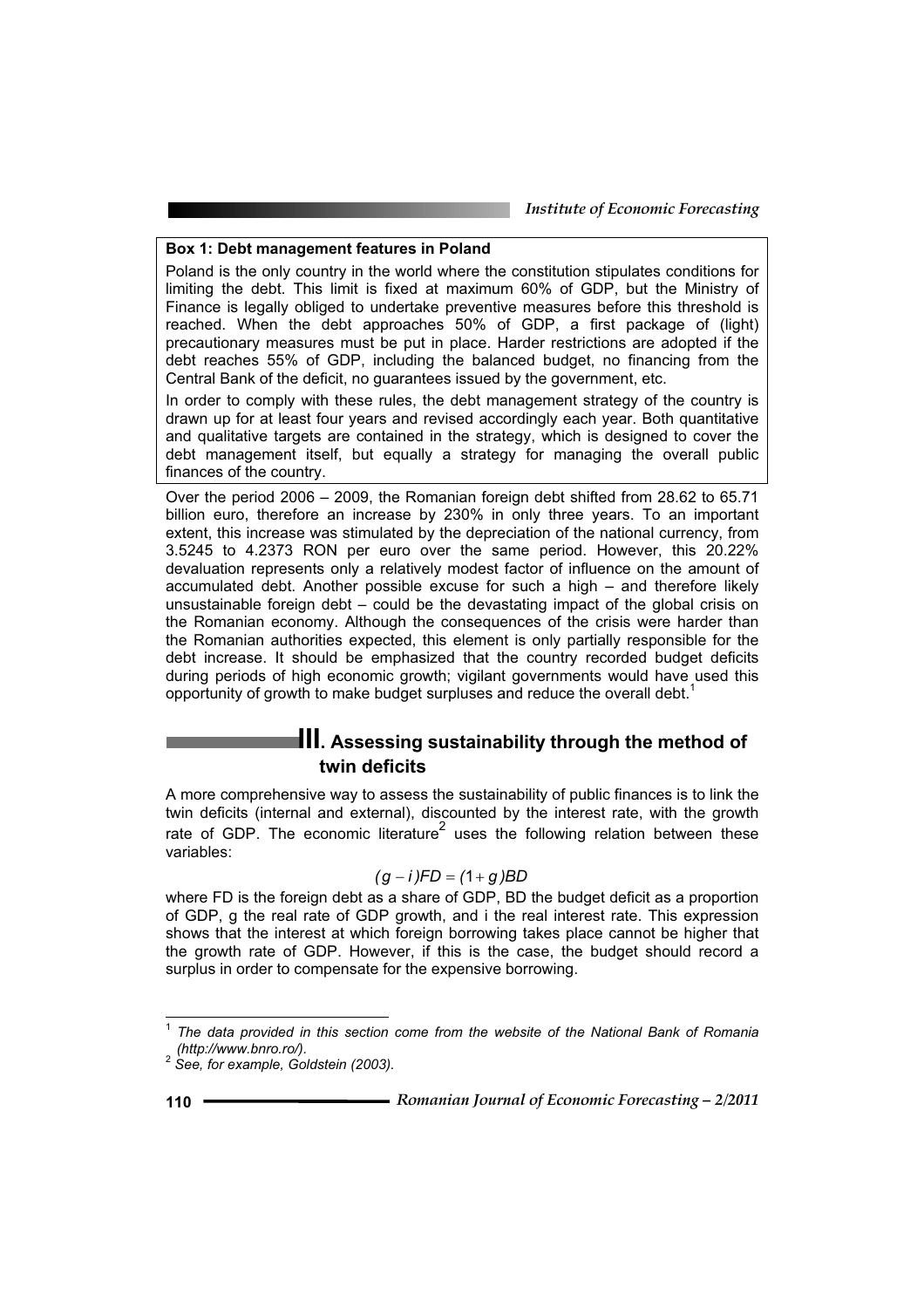**Box 1: Debt management features in Poland**

Poland is the only country in the world where the constitution stipulates conditions for limiting the debt. This limit is fixed at maximum 60% of GDP, but the Ministry of Finance is legally obliged to undertake preventive measures before this threshold is reached. When the debt approaches 50% of GDP, a first package of (light) precautionary measures must be put in place. Harder restrictions are adopted if the debt reaches 55% of GDP, including the balanced budget, no financing from the Central Bank of the deficit, no guarantees issued by the government, etc.

In order to comply with these rules, the debt management strategy of the country is drawn up for at least four years and revised accordingly each year. Both quantitative and qualitative targets are contained in the strategy, which is designed to cover the debt management itself, but equally a strategy for managing the overall public finances of the country.

Over the period 2006 – 2009, the Romanian foreign debt shifted from 28.62 to 65.71 billion euro, therefore an increase by 230% in only three years. To an important extent, this increase was stimulated by the depreciation of the national currency, from 3.5245 to 4.2373 RON per euro over the same period. However, this 20.22% devaluation represents only a relatively modest factor of influence on the amount of accumulated debt. Another possible excuse for such a high – and therefore likely unsustainable foreign debt – could be the devastating impact of the global crisis on the Romanian economy. Although the consequences of the crisis were harder than the Romanian authorities expected, this element is only partially responsible for the debt increase. It should be emphasized that the country recorded budget deficits during periods of high economic growth; vigilant governments would have used this opportunity of growth to make budget surpluses and reduce the overall debt.[1]

## III. Assessing sustainability through the method of twin deficits

A more comprehensive way to assess the sustainability of public finances is to link the twin deficits (internal and external), discounted by the interest rate, with the growth rate of GDP. The economic literature[2] uses the following relation between these variables:

$$(g - i)FD = (1 + g)BD$$

where FD is the foreign debt as a share of GDP, BD the budget deficit as a proportion of GDP, g the real rate of GDP growth, and i the real interest rate. This expression shows that the interest at which foreign borrowing takes place cannot be higher that the growth rate of GDP. However, if this is the case, the budget should record a surplus in order to compensate for the expensive borrowing.

---

[1] *The data provided in this section come from the website of the National Bank of Romania (http://www.bnro.ro/).*

[2] *See, for example, Goldstein (2003).*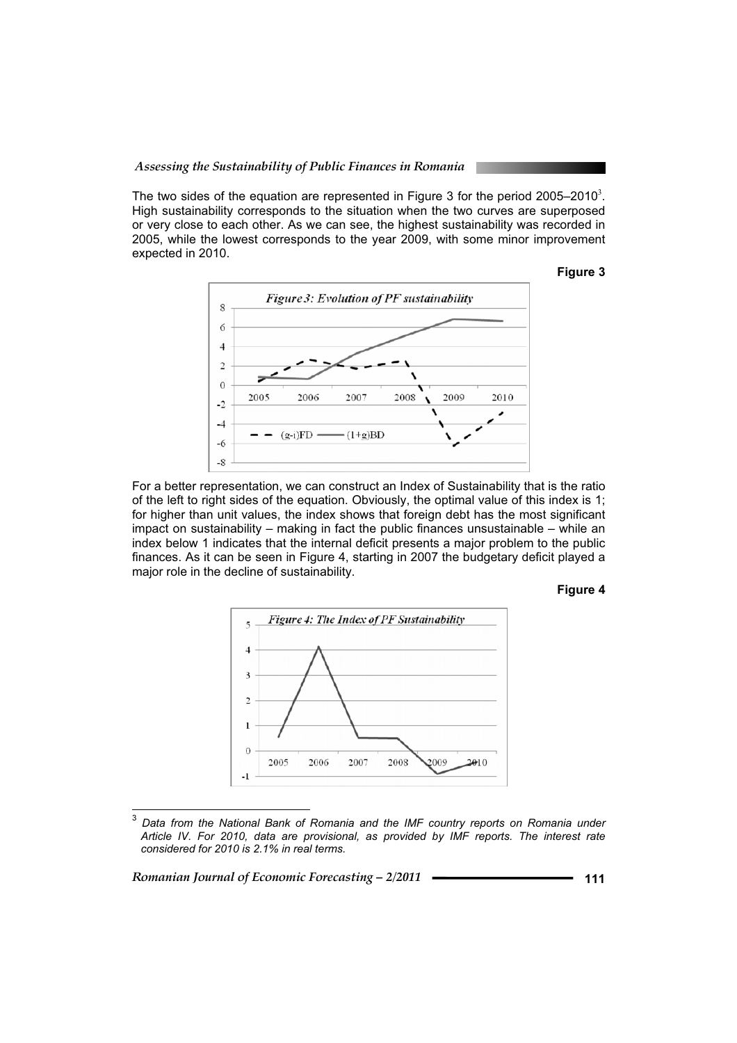The two sides of the equation are represented in Figure 3 for the period 2005–2010[3]. High sustainability corresponds to the situation when the two curves are superposed or very close to each other. As we can see, the highest sustainability was recorded in 2005, while the lowest corresponds to the year 2009, with some minor improvement expected in 2010.

**Figure 3**

*Figure 3: Evolution of PF sustainability*

For a better representation, we can construct an Index of Sustainability that is the ratio of the left to right sides of the equation. Obviously, the optimal value of this index is 1; for higher than unit values, the index shows that foreign debt has the most significant impact on sustainability – making in fact the public finances unsustainable – while an index below 1 indicates that the internal deficit presents a major problem to the public finances. As it can be seen in Figure 4, starting in 2007 the budgetary deficit played a major role in the decline of sustainability.

**Figure 4**

*Figure 4: The Index of PF Sustainability*

---

[3] *Data from the National Bank of Romania and the IMF country reports on Romania under Article IV. For 2010, data are provisional, as provided by IMF reports. The interest rate considered for 2010 is 2.1% in real terms.*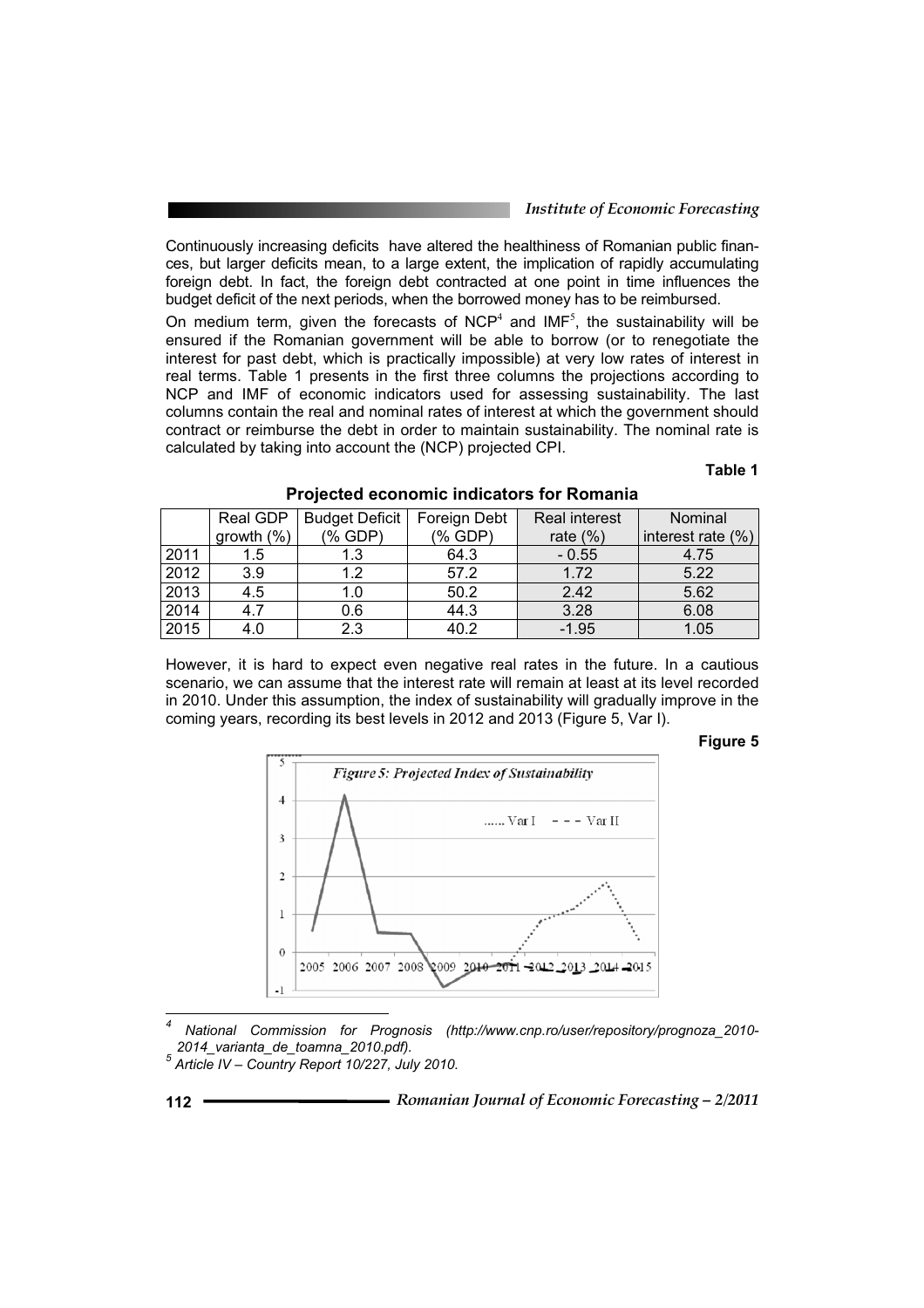Continuously increasing deficits have altered the healthiness of Romanian public finances, but larger deficits mean, to a large extent, the implication of rapidly accumulating foreign debt. In fact, the foreign debt contracted at one point in time influences the budget deficit of the next periods, when the borrowed money has to be reimbursed.

On medium term, given the forecasts of NCP[4] and IMF[5], the sustainability will be ensured if the Romanian government will be able to borrow (or to renegotiate the interest for past debt, which is practically impossible) at very low rates of interest in real terms. Table 1 presents in the first three columns the projections according to NCP and IMF of economic indicators used for assessing sustainability. The last columns contain the real and nominal rates of interest at which the government should contract or reimburse the debt in order to maintain sustainability. The nominal rate is calculated by taking into account the (NCP) projected CPI.

**Table 1**

**Projected economic indicators for Romania**

| | Real GDP growth (%) | Budget Deficit (% GDP) | Foreign Debt (% GDP) | Real interest rate (%) | Nominal interest rate (%) |
|---|---|---|---|---|---|
| 2011 | 1.5 | 1.3 | 64.3 | - 0.55 | 4.75 |
| 2012 | 3.9 | 1.2 | 57.2 | 1.72 | 5.22 |
| 2013 | 4.5 | 1.0 | 50.2 | 2.42 | 5.62 |
| 2014 | 4.7 | 0.6 | 44.3 | 3.28 | 6.08 |
| 2015 | 4.0 | 2.3 | 40.2 | -1.95 | 1.05 |

However, it is hard to expect even negative real rates in the future. In a cautious scenario, we can assume that the interest rate will remain at least at its level recorded in 2010. Under this assumption, the index of sustainability will gradually improve in the coming years, recording its best levels in 2012 and 2013 (Figure 5, Var I).

**Figure 5**

*Figure 5: Projected Index of Sustainability*

---

[4] National Commission for Prognosis (http://www.cnp.ro/user/repository/prognoza_2010-2014_varianta_de_toamna_2010.pdf).

[5] Article IV – Country Report 10/227, July 2010.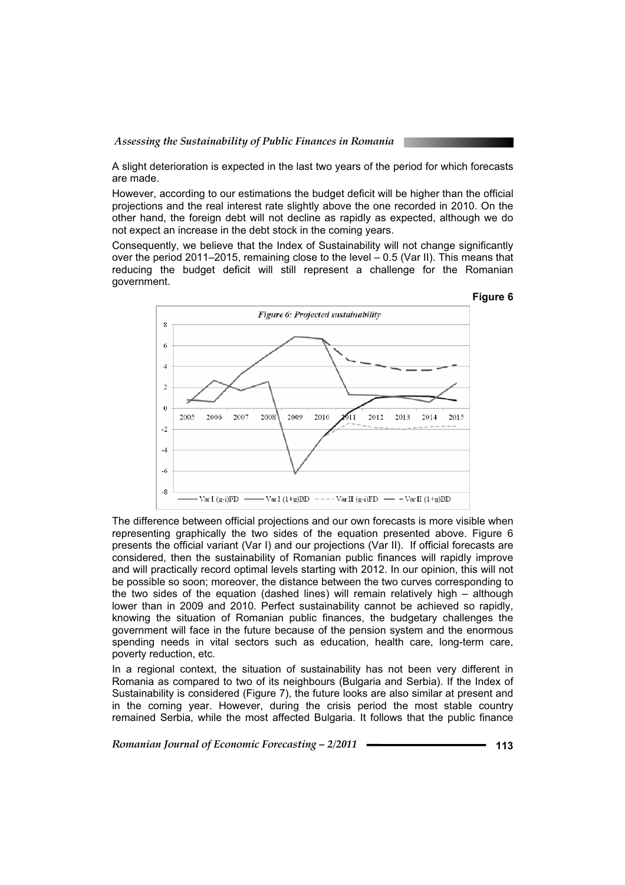A slight deterioration is expected in the last two years of the period for which forecasts are made.

However, according to our estimations the budget deficit will be higher than the official projections and the real interest rate slightly above the one recorded in 2010. On the other hand, the foreign debt will not decline as rapidly as expected, although we do not expect an increase in the debt stock in the coming years.

Consequently, we believe that the Index of Sustainability will not change significantly over the period 2011–2015, remaining close to the level – 0.5 (Var II). This means that reducing the budget deficit will still represent a challenge for the Romanian government.

**Figure 6**

*Figure 6: Projected sustainability*

The difference between official projections and our own forecasts is more visible when representing graphically the two sides of the equation presented above. Figure 6 presents the official variant (Var I) and our projections (Var II). If official forecasts are considered, then the sustainability of Romanian public finances will rapidly improve and will practically record optimal levels starting with 2012. In our opinion, this will not be possible so soon; moreover, the distance between the two curves corresponding to the two sides of the equation (dashed lines) will remain relatively high – although lower than in 2009 and 2010. Perfect sustainability cannot be achieved so rapidly, knowing the situation of Romanian public finances, the budgetary challenges the government will face in the future because of the pension system and the enormous spending needs in vital sectors such as education, health care, long-term care, poverty reduction, etc.

In a regional context, the situation of sustainability has not been very different in Romania as compared to two of its neighbours (Bulgaria and Serbia). If the Index of Sustainability is considered (Figure 7), the future looks are also similar at present and in the coming year. However, during the crisis period the most stable country remained Serbia, while the most affected Bulgaria. It follows that the public finance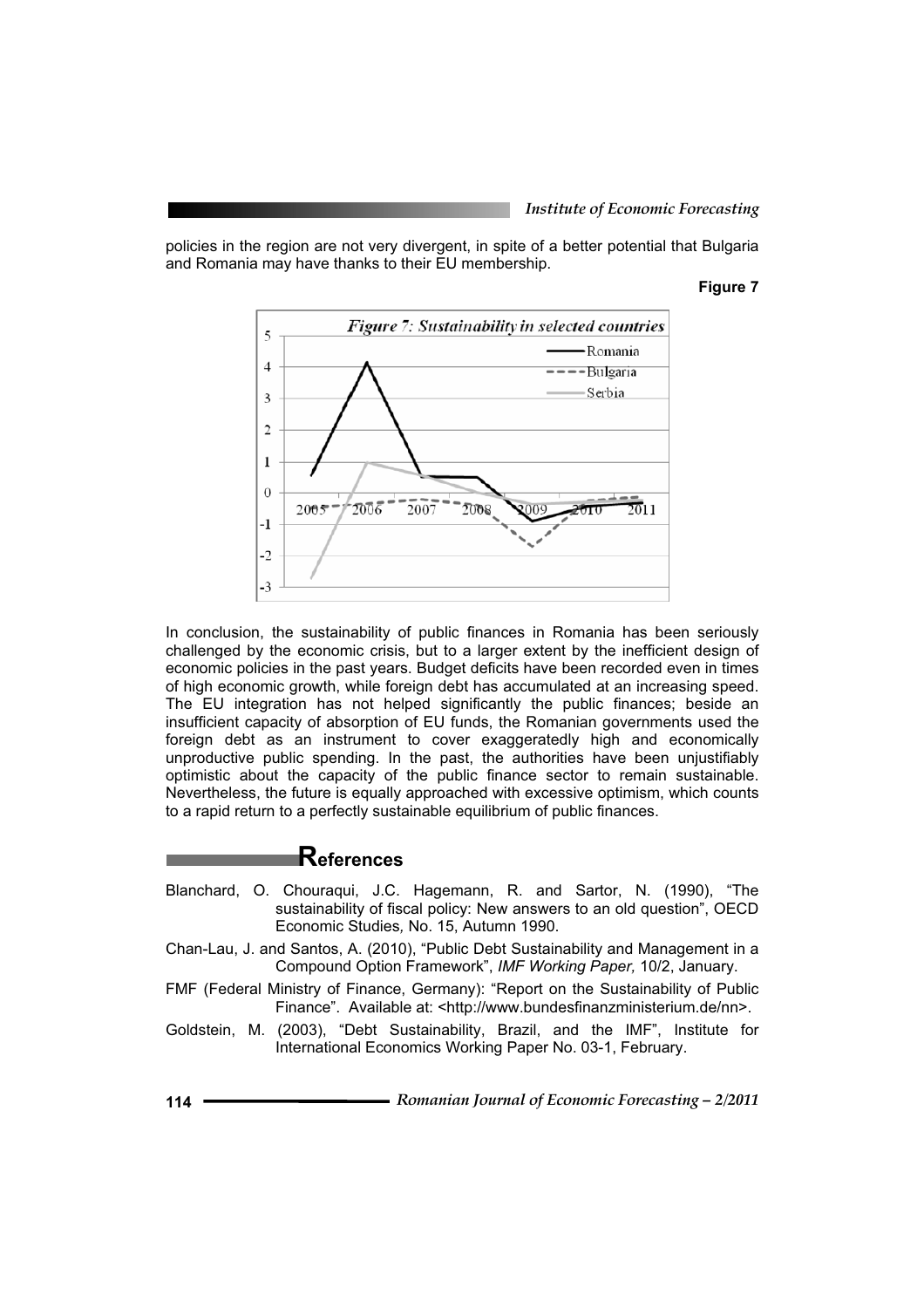policies in the region are not very divergent, in spite of a better potential that Bulgaria and Romania may have thanks to their EU membership.

**Figure 7**

In conclusion, the sustainability of public finances in Romania has been seriously challenged by the economic crisis, but to a larger extent by the inefficient design of economic policies in the past years. Budget deficits have been recorded even in times of high economic growth, while foreign debt has accumulated at an increasing speed. The EU integration has not helped significantly the public finances; beside an insufficient capacity of absorption of EU funds, the Romanian governments used the foreign debt as an instrument to cover exaggeratedly high and economically unproductive public spending. In the past, the authorities have been unjustifiably optimistic about the capacity of the public finance sector to remain sustainable. Nevertheless, the future is equally approached with excessive optimism, which counts to a rapid return to a perfectly sustainable equilibrium of public finances.

## References

Blanchard, O. Chouraqui, J.C. Hagemann, R. and Sartor, N. (1990), "The sustainability of fiscal policy: New answers to an old question", OECD Economic Studies, No. 15, Autumn 1990.

Chan-Lau, J. and Santos, A. (2010), "Public Debt Sustainability and Management in a Compound Option Framework", *IMF Working Paper,* 10/2, January.

FMF (Federal Ministry of Finance, Germany): "Report on the Sustainability of Public Finance". Available at: <http://www.bundesfinanzministerium.de/nn>.

Goldstein, M. (2003), "Debt Sustainability, Brazil, and the IMF", Institute for International Economics Working Paper No. 03-1, February.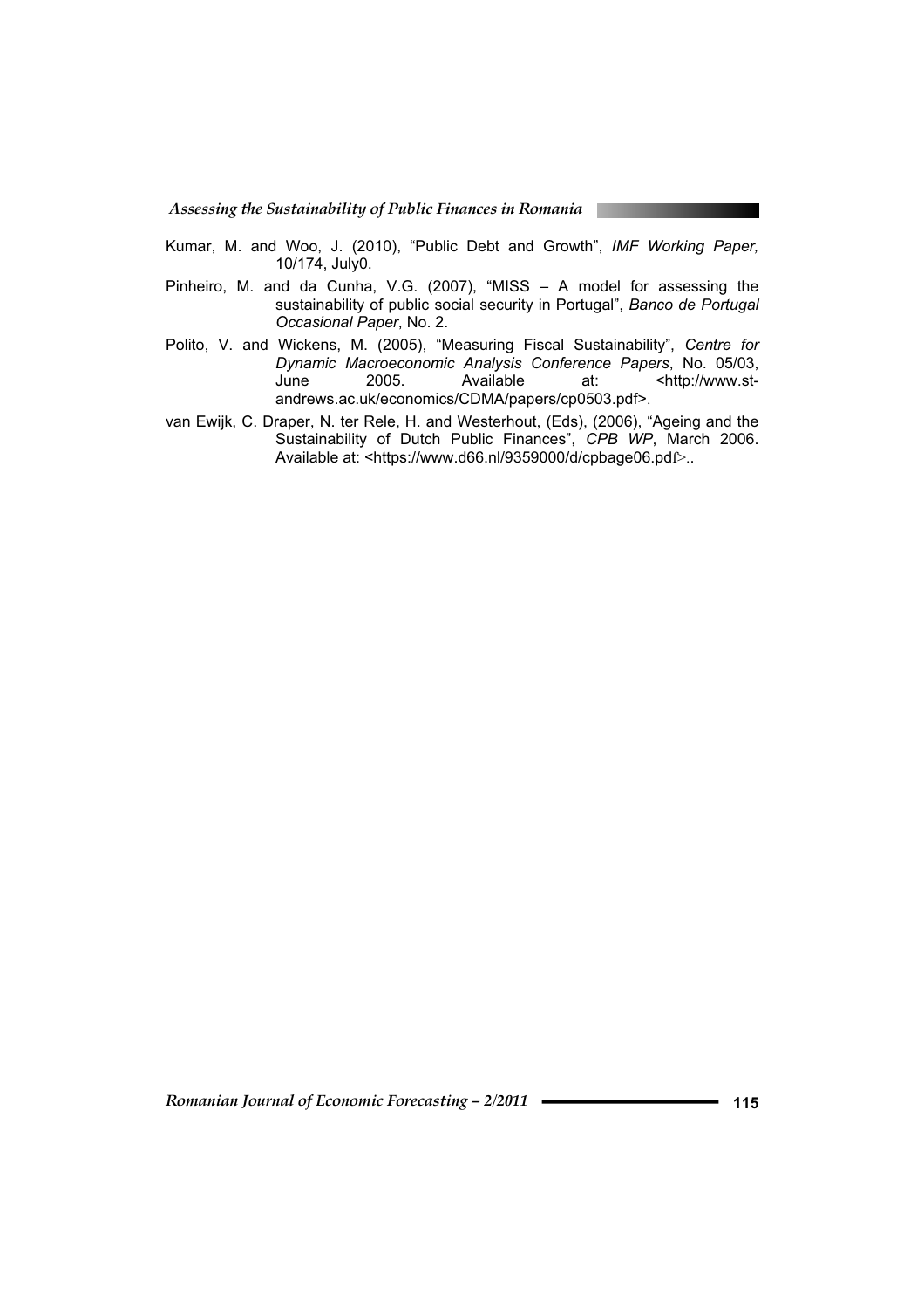Kumar, M. and Woo, J. (2010), "Public Debt and Growth", *IMF Working Paper,* 10/174, July0.

Pinheiro, M. and da Cunha, V.G. (2007), "MISS – A model for assessing the sustainability of public social security in Portugal", *Banco de Portugal Occasional Paper*, No. 2.

Polito, V. and Wickens, M. (2005), "Measuring Fiscal Sustainability", *Centre for Dynamic Macroeconomic Analysis Conference Papers*, No. 05/03, June 2005. Available at: <http://www.st-andrews.ac.uk/economics/CDMA/papers/cp0503.pdf>.

van Ewijk, C. Draper, N. ter Rele, H. and Westerhout, (Eds), (2006), "Ageing and the Sustainability of Dutch Public Finances", *CPB WP*, March 2006. Available at: <https://www.d66.nl/9359000/d/cpbage06.pdf>..